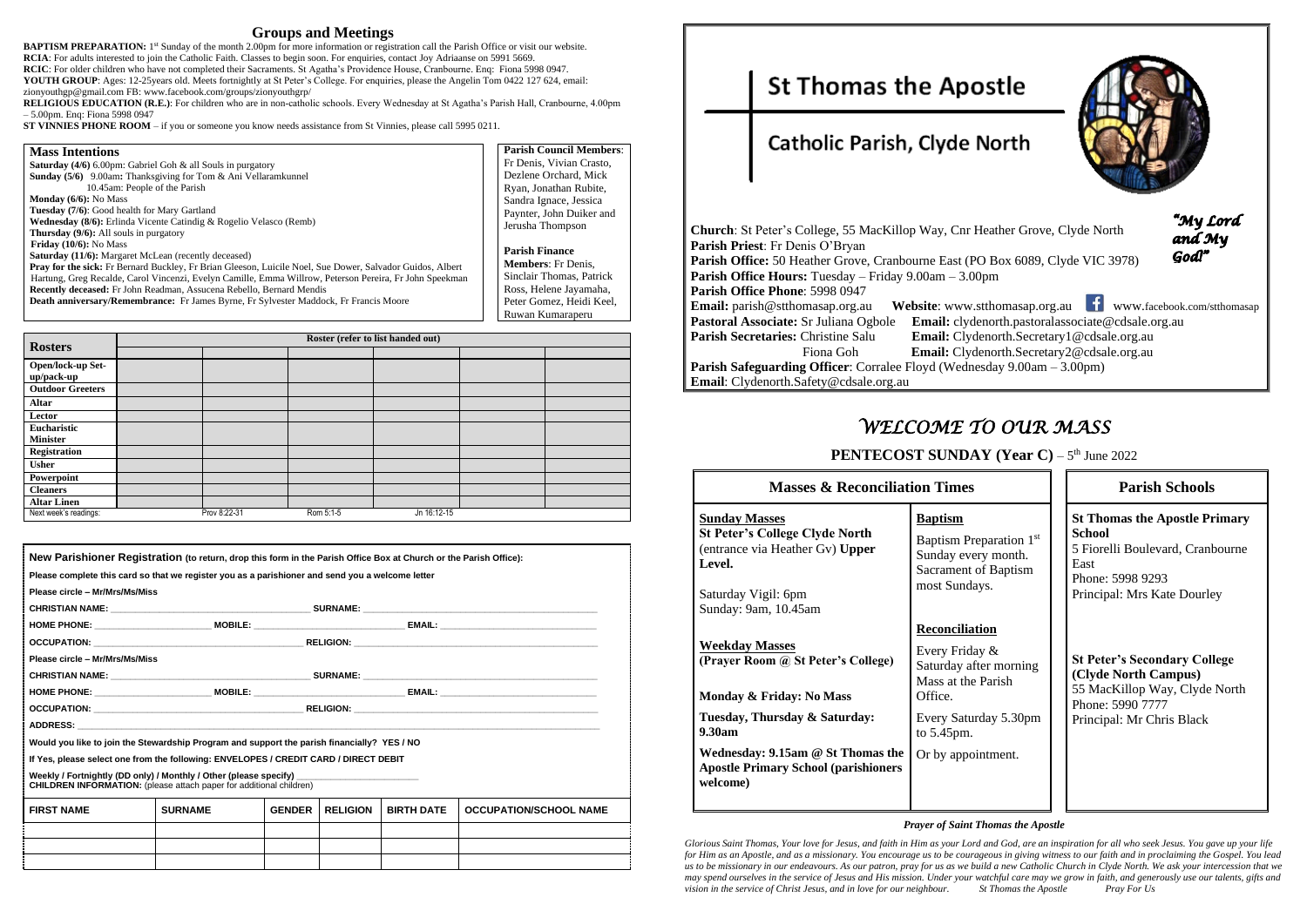## Groups and Meetings

**BAPTISM PREPARATION:** 1st Sunday of the month 2.00pm for more information or registration call the Parish Office or visit our website.
**RCIA**: For adults interested to join the Catholic Faith. Classes to begin soon. For enquiries, contact Joy Adriaanse on 5991 5669.
**RCIC**: For older children who have not completed their Sacraments. St Agatha's Providence House, Cranbourne. Enq: Fiona 5998 0947.
**YOUTH GROUP**: Ages: 12-25years old. Meets fortnightly at St Peter's College. For enquiries, please the Angelin Tom 0422 127 624, email: zionyouthgp@gmail.com FB: www.facebook.com/groups/zionyouthgrp/
**RELIGIOUS EDUCATION (R.E.)**: For children who are in non-catholic schools. Every Wednesday at St Agatha's Parish Hall, Cranbourne, 4.00pm – 5.00pm. Enq: Fiona 5998 0947
**ST VINNIES PHONE ROOM** – if you or someone you know needs assistance from St Vinnies, please call 5995 0211.

### Mass Intentions

**Saturday (4/6)** 6.00pm: Gabriel Goh & all Souls in purgatory
**Sunday (5/6)** 9.00am**:** Thanksgiving for Tom & Ani Vellaramkunnel
10.45am: People of the Parish
**Monday (6/6):** No Mass
**Tuesday (7/6)**: Good health for Mary Gartland
**Wednesday (8/6):** Erlinda Vicente Catindig & Rogelio Velasco (Remb)
**Thursday (9/6):** All souls in purgatory
**Friday (10/6):** No Mass
**Saturday (11/6):** Margaret McLean (recently deceased)
**Pray for the sick:** Fr Bernard Buckley, Fr Brian Gleeson, Luicile Noel, Sue Dower, Salvador Guidos, Albert Hartung, Greg Recalde, Carol Vincenzi, Evelyn Camille, Emma Willrow, Peterson Pereira, Fr John Speekman
**Recently deceased:** Fr John Readman, Assucena Rebello, Bernard Mendis
**Death anniversary/Remembrance:** Fr James Byrne, Fr Sylvester Maddock, Fr Francis Moore

**Parish Council Members**: Fr Denis, Vivian Crasto, Dezlene Orchard, Mick Ryan, Jonathan Rubite, Sandra Ignace, Jessica Paynter, John Duiker and Jerusha Thompson

**Parish Finance Members**: Fr Denis, Sinclair Thomas, Patrick Ross, Helene Jayamaha, Peter Gomez, Heidi Keel, Ruwan Kumaraperu

| Rosters | Roster (refer to list handed out) | | | | | |
|---|---|---|---|---|---|---|
| Open/lock-up Set-up/pack-up | | | | | | |
| Outdoor Greeters | | | | | | |
| Altar | | | | | | |
| Lector | | | | | | |
| Eucharistic Minister | | | | | | |
| Registration | | | | | | |
| Usher | | | | | | |
| Powerpoint | | | | | | |
| Cleaners | | | | | | |
| Altar Linen | | | | | | |
| Next week's readings: | Prov 8:22-31 | Rom 5:1-5 | Jn 16:12-15 | | | |

**New Parishioner Registration (to return, drop this form in the Parish Office Box at Church or the Parish Office):**

**Please complete this card so that we register you as a parishioner and send you a welcome letter**

**Please circle – Mr/Mrs/Ms/Miss**

**CHRISTIAN NAME:** ____________ **SURNAME:** ____________

**HOME PHONE:** ____________ **MOBILE:** ____________ **EMAIL:** ____________

**OCCUPATION:** ____________ **RELIGION:** ____________

**Please circle – Mr/Mrs/Ms/Miss**

**CHRISTIAN NAME:** ____________ **SURNAME:** ____________

**HOME PHONE:** ____________ **MOBILE:** ____________ **EMAIL:** ____________

**OCCUPATION:** ____________ **RELIGION:** ____________

**ADDRESS:** ____________

**Would you like to join the Stewardship Program and support the parish financially? YES / NO**

**If Yes, please select one from the following: ENVELOPES / CREDIT CARD / DIRECT DEBIT**

**Weekly / Fortnightly (DD only) / Monthly / Other (please specify)** ____________
**CHILDREN INFORMATION:** (please attach paper for additional children)

| FIRST NAME | SURNAME | GENDER | RELIGION | BIRTH DATE | OCCUPATION/SCHOOL NAME |
|---|---|---|---|---|---|
| | | | | | |
| | | | | | |
| | | | | | |

# St Thomas the Apostle

## Catholic Parish, Clyde North

*"My Lord and My God!"*

**Church**: St Peter's College, 55 MacKillop Way, Cnr Heather Grove, Clyde North
**Parish Priest**: Fr Denis O'Bryan
**Parish Office:** 50 Heather Grove, Cranbourne East (PO Box 6089, Clyde VIC 3978)
**Parish Office Hours:** Tuesday – Friday 9.00am – 3.00pm
**Parish Office Phone**: 5998 0947
**Email:** parish@stthomasap.org.au **Website**: www.stthomasap.org.au www.facebook.com/stthomasap
**Pastoral Associate:** Sr Juliana Ogbole **Email:** clydenorth.pastoralassociate@cdsale.org.au
**Parish Secretaries:** Christine Salu **Email:** Clydenorth.Secretary1@cdsale.org.au
Fiona Goh **Email:** Clydenorth.Secretary2@cdsale.org.au
**Parish Safeguarding Officer**: Corralee Floyd (Wednesday 9.00am – 3.00pm)
**Email**: Clydenorth.Safety@cdsale.org.au

## *WELCOME TO OUR MASS*

### PENTECOST SUNDAY (Year C) – 5th June 2022

### Masses & Reconciliation Times

**Sunday Masses**
**St Peter's College Clyde North** (entrance via Heather Gv) **Upper Level.**

Saturday Vigil: 6pm
Sunday: 9am, 10.45am

**Weekday Masses**
**(Prayer Room @ St Peter's College)**

**Monday & Friday: No Mass**

**Tuesday, Thursday & Saturday: 9.30am**

**Wednesday: 9.15am @ St Thomas the Apostle Primary School (parishioners welcome)**

**Baptism**

Baptism Preparation 1st Sunday every month. Sacrament of Baptism most Sundays.

**Reconciliation**

Every Friday & Saturday after morning Mass at the Parish Office.

Every Saturday 5.30pm to 5.45pm.

Or by appointment.

### Parish Schools

**St Thomas the Apostle Primary School**
5 Fiorelli Boulevard, Cranbourne East
Phone: 5998 9293
Principal: Mrs Kate Dourley

**St Peter's Secondary College (Clyde North Campus)**
55 MacKillop Way, Clyde North
Phone: 5990 7777
Principal: Mr Chris Black

***Prayer of Saint Thomas the Apostle***

*Glorious Saint Thomas, Your love for Jesus, and faith in Him as your Lord and God, are an inspiration for all who seek Jesus. You gave up your life for Him as an Apostle, and as a missionary. You encourage us to be courageous in giving witness to our faith and in proclaiming the Gospel. You lead us to be missionary in our endeavours. As our patron, pray for us as we build a new Catholic Church in Clyde North. We ask your intercession that we may spend ourselves in the service of Jesus and His mission. Under your watchful care may we grow in faith, and generously use our talents, gifts and vision in the service of Christ Jesus, and in love for our neighbour. St Thomas the Apostle Pray For Us*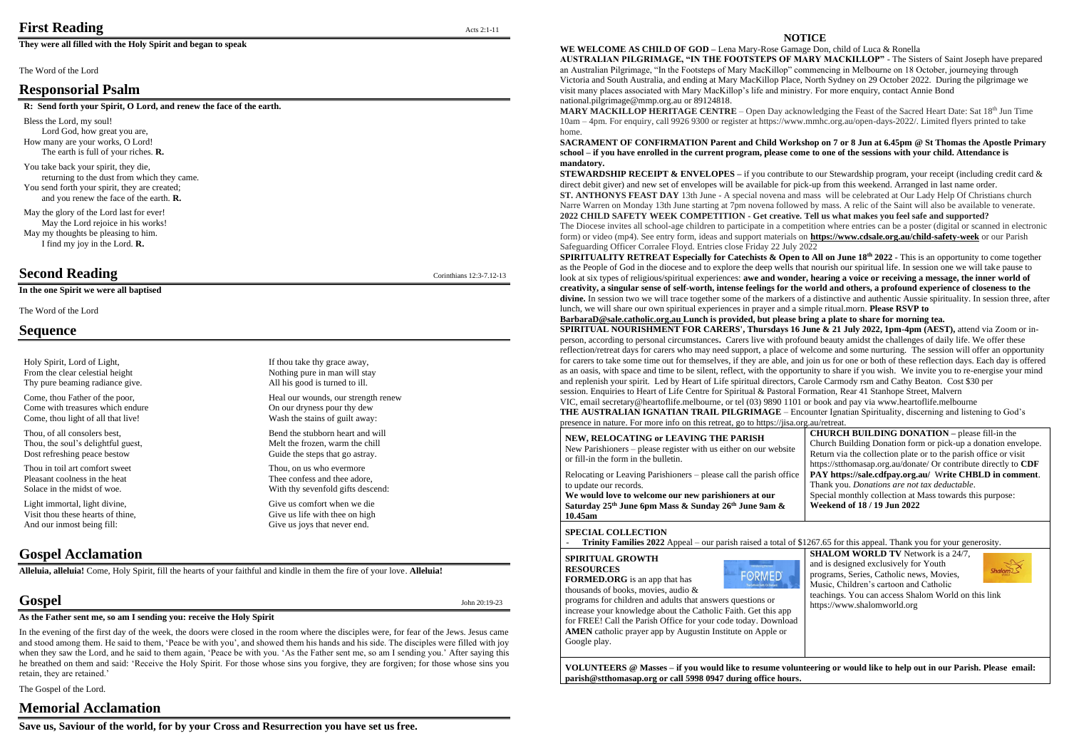# First Reading

Acts 2:1-11

**They were all filled with the Holy Spirit and began to speak**

The Word of the Lord

# Responsorial Psalm

**R: Send forth your Spirit, O Lord, and renew the face of the earth.**

Bless the Lord, my soul!
Lord God, how great you are,
How many are your works, O Lord!
The earth is full of your riches. **R.**

You take back your spirit, they die,
returning to the dust from which they came.
You send forth your spirit, they are created;
and you renew the face of the earth. **R.**

May the glory of the Lord last for ever!
May the Lord rejoice in his works!
May my thoughts be pleasing to him.
I find my joy in the Lord. **R.**

# Second Reading

Corinthians 12:3-7.12-13

**In the one Spirit we were all baptised**

The Word of the Lord

# Sequence

Holy Spirit, Lord of Light,
From the clear celestial height
Thy pure beaming radiance give.

Come, thou Father of the poor,
Come with treasures which endure
Come, thou light of all that live!

Thou, of all consolers best,
Thou, the soul's delightful guest,
Dost refreshing peace bestow

Thou in toil art comfort sweet
Pleasant coolness in the heat
Solace in the midst of woe.

Light immortal, light divine,
Visit thou these hearts of thine,
And our inmost being fill:

If thou take thy grace away,
Nothing pure in man will stay
All his good is turned to ill.

Heal our wounds, our strength renew
On our dryness pour thy dew
Wash the stains of guilt away:

Bend the stubborn heart and will
Melt the frozen, warm the chill
Guide the steps that go astray.

Thou, on us who evermore
Thee confess and thee adore,
With thy sevenfold gifts descend:

Give us comfort when we die
Give us life with thee on high
Give us joys that never end.

# Gospel Acclamation

**Alleluia, alleluia!** Come, Holy Spirit, fill the hearts of your faithful and kindle in them the fire of your love. **Alleluia!**

# Gospel

John 20:19-23

**As the Father sent me, so am I sending you: receive the Holy Spirit**

In the evening of the first day of the week, the doors were closed in the room where the disciples were, for fear of the Jews. Jesus came and stood among them. He said to them, 'Peace be with you', and showed them his hands and his side. The disciples were filled with joy when they saw the Lord, and he said to them again, 'Peace be with you. 'As the Father sent me, so am I sending you.' After saying this he breathed on them and said: 'Receive the Holy Spirit. For those whose sins you forgive, they are forgiven; for those whose sins you retain, they are retained.'

The Gospel of the Lord.

# Memorial Acclamation

**Save us, Saviour of the world, for by your Cross and Resurrection you have set us free.**

## NOTICE

**WE WELCOME AS CHILD OF GOD –** Lena Mary-Rose Gamage Don, child of Luca & Ronella

**AUSTRALIAN PILGRIMAGE, "IN THE FOOTSTEPS OF MARY MACKILLOP"** - The Sisters of Saint Joseph have prepared an Australian Pilgrimage, "In the Footsteps of Mary MacKillop" commencing in Melbourne on 18 October, journeying through Victoria and South Australia, and ending at Mary MacKillop Place, North Sydney on 29 October 2022. During the pilgrimage we visit many places associated with Mary MacKillop's life and ministry. For more enquiry, contact Annie Bond national.pilgrimage@mmp.org.au or 89124818.

**MARY MACKILLOP HERITAGE CENTRE** – Open Day acknowledging the Feast of the Sacred Heart Date: Sat 18th Jun Time 10am – 4pm. For enquiry, call 9926 9300 or register at https://www.mmhc.org.au/open-days-2022/. Limited flyers printed to take home.

**SACRAMENT OF CONFIRMATION Parent and Child Workshop on 7 or 8 Jun at 6.45pm @ St Thomas the Apostle Primary school – if you have enrolled in the current program, please come to one of the sessions with your child. Attendance is mandatory.**

**STEWARDSHIP RECEIPT & ENVELOPES –** if you contribute to our Stewardship program, your receipt (including credit card & direct debit giver) and new set of envelopes will be available for pick-up from this weekend. Arranged in last name order.

**ST. ANTHONYS FEAST DAY** 13th June - A special novena and mass will be celebrated at Our Lady Help Of Christians church Narre Warren on Monday 13th June starting at 7pm novena followed by mass. A relic of the Saint will also be available to venerate.

**2022 CHILD SAFETY WEEK COMPETITION - Get creative. Tell us what makes you feel safe and supported?**
The Diocese invites all school-age children to participate in a competition where entries can be a poster (digital or scanned in electronic form) or video (mp4). See entry form, ideas and support materials on **https://www.cdsale.org.au/child-safety-week** or our Parish Safeguarding Officer Corralee Floyd. Entries close Friday 22 July 2022

**SPIRITUALITY RETREAT Especially for Catechists & Open to All on June 18th 2022** - This is an opportunity to come together as the People of God in the diocese and to explore the deep wells that nourish our spiritual life. In session one we will take pause to look at six types of religious/spiritual experiences: **awe and wonder, hearing a voice or receiving a message, the inner world of creativity, a singular sense of self-worth, intense feelings for the world and others, a profound experience of closeness to the divine.** In session two we will trace together some of the markers of a distinctive and authentic Aussie spirituality. In session three, after lunch, we will share our own spiritual experiences in prayer and a simple ritual.morn. **Please RSVP to BarbaraD@sale.catholic.org.au Lunch is provided, but please bring a plate to share for morning tea.**

**SPIRITUAL NOURISHMENT FOR CARERS', Thursdays 16 June & 21 July 2022, 1pm-4pm (AEST),** attend via Zoom or in-person, according to personal circumstances**.** Carers live with profound beauty amidst the challenges of daily life. We offer these reflection/retreat days for carers who may need support, a place of welcome and some nurturing. The session will offer an opportunity for carers to take some time out for themselves, if they are able, and join us for one or both of these reflection days. Each day is offered as an oasis, with space and time to be silent, reflect, with the opportunity to share if you wish. We invite you to re-energise your mind and replenish your spirit. Led by Heart of Life spiritual directors, Carole Carmody rsm and Cathy Beaton. Cost $30 per session. Enquiries to Heart of Life Centre for Spiritual & Pastoral Formation, Rear 41 Stanhope Street, Malvern VIC, email secretary@heartoflife.melbourne, or tel (03) 9890 1101 or book and pay via www.heartoflife.melbourne

**THE AUSTRALIAN IGNATIAN TRAIL PILGRIMAGE** – Encounter Ignatian Spirituality, discerning and listening to God's presence in nature. For more info on this retreat, go to https://jisa.org.au/retreat.

**NEW, RELOCATING or LEAVING THE PARISH**
New Parishioners – please register with us either on our website or fill-in the form in the bulletin.

Relocating or Leaving Parishioners – please call the parish office to update our records.

**We would love to welcome our new parishioners at our Saturday 25th June 6pm Mass & Sunday 26th June 9am & 10.45am**

**CHURCH BUILDING DONATION –** please fill-in the Church Building Donation form or pick-up a donation envelope. Return via the collection plate or to the parish office or visit https://stthomasap.org.au/donate/ Or contribute directly to **CDF PAY https://sale.cdfpay.org.au/ Write CHBLD in comment**. Thank you. *Donations are not tax deductable*.
Special monthly collection at Mass towards this purpose:
**Weekend of 18 / 19 Jun 2022**

**SPECIAL COLLECTION**

- **Trinity Families 2022** Appeal – our parish raised a total of $1267.65 for this appeal. Thank you for your generosity.

**SPIRITUAL GROWTH RESOURCES**
**FORMED.ORG** is an app that has thousands of books, movies, audio & programs for children and adults that answers questions or increase your knowledge about the Catholic Faith. Get this app for FREE! Call the Parish Office for your code today. Download **AMEN** catholic prayer app by Augustin Institute on Apple or Google play.

**SHALOM WORLD TV** Network is a 24/7, and is designed exclusively for Youth programs, Series, Catholic news, Movies, Music, Children's cartoon and Catholic teachings. You can access Shalom World on this link https://www.shalomworld.org

**VOLUNTEERS @ Masses – if you would like to resume volunteering or would like to help out in our Parish. Please email: parish@stthomasap.org or call 5998 0947 during office hours.**